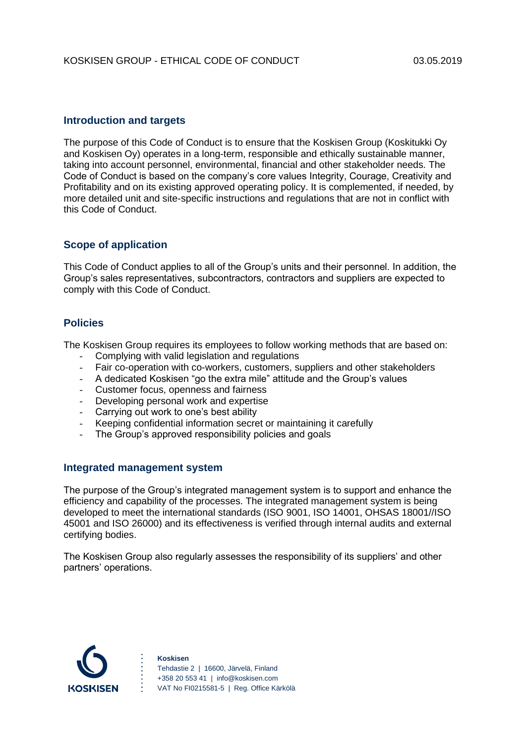KOSKISEN GROUP - ETHICAL CODE OF CONDUCT 03.05.2019

## Introduction and targets

The purpose of this Code of Conduct is to ensure that the Koskisen Group (Koskitukki Oy and Koskisen Oy) operates in a long-term, responsible and ethically sustainable manner, taking into account personnel, environmental, financial and other stakeholder needs. The Code of Conduct is based on the company's core values Integrity, Courage, Creativity and Profitability and on its existing approved operating policy. It is complemented, if needed, by more detailed unit and site-specific instructions and regulations that are not in conflict with this Code of Conduct.

## Scope of application

This Code of Conduct applies to all of the Group's units and their personnel. In addition, the Group's sales representatives, subcontractors, contractors and suppliers are expected to comply with this Code of Conduct.

## Policies

The Koskisen Group requires its employees to follow working methods that are based on:

- Complying with valid legislation and regulations
- Fair co-operation with co-workers, customers, suppliers and other stakeholders
- A dedicated Koskisen "go the extra mile" attitude and the Group's values
- Customer focus, openness and fairness
- Developing personal work and expertise
- Carrying out work to one's best ability
- Keeping confidential information secret or maintaining it carefully
- The Group's approved responsibility policies and goals

## Integrated management system

The purpose of the Group's integrated management system is to support and enhance the efficiency and capability of the processes. The integrated management system is being developed to meet the international standards (ISO 9001, ISO 14001, OHSAS 18001//ISO 45001 and ISO 26000) and its effectiveness is verified through internal audits and external certifying bodies.

The Koskisen Group also regularly assesses the responsibility of its suppliers' and other partners' operations.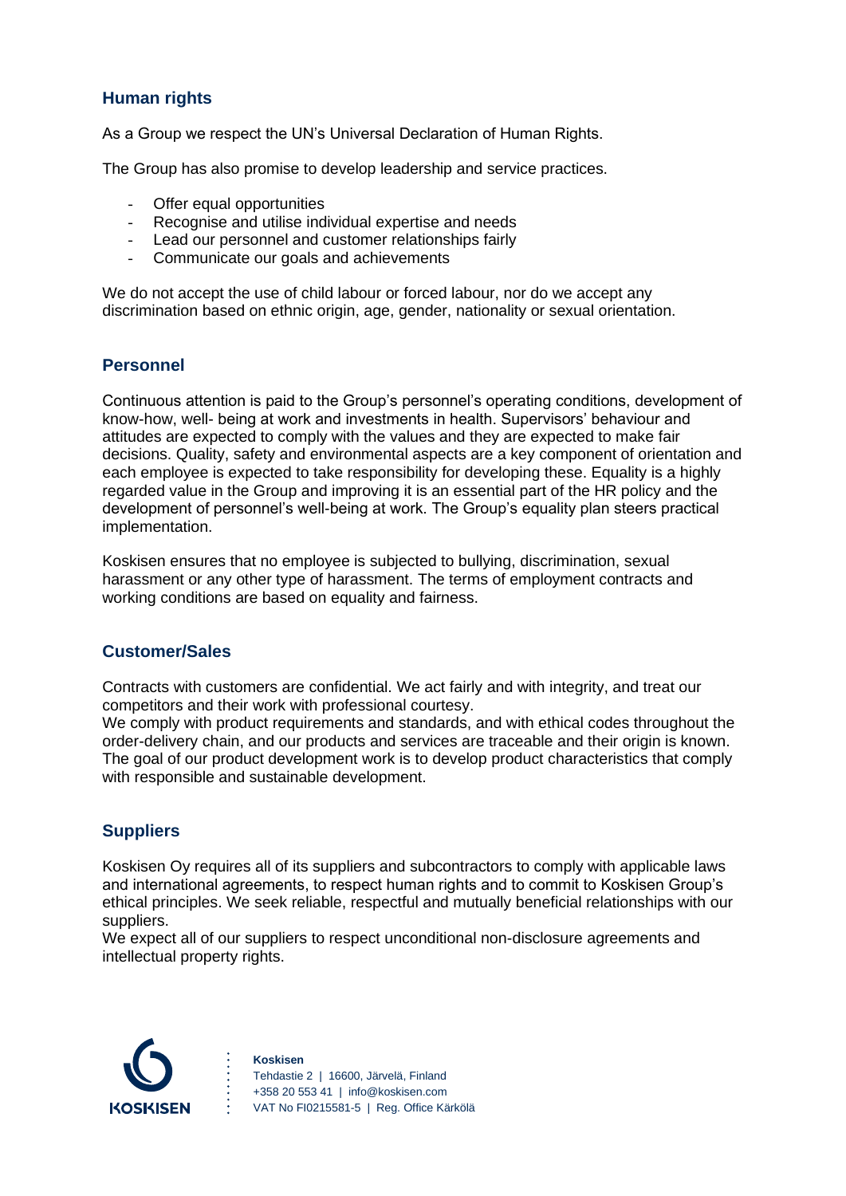## Human rights

As a Group we respect the UN's Universal Declaration of Human Rights.

The Group has also promise to develop leadership and service practices.

- Offer equal opportunities
- Recognise and utilise individual expertise and needs
- Lead our personnel and customer relationships fairly
- Communicate our goals and achievements

We do not accept the use of child labour or forced labour, nor do we accept any discrimination based on ethnic origin, age, gender, nationality or sexual orientation.

## Personnel

Continuous attention is paid to the Group's personnel's operating conditions, development of know-how, well- being at work and investments in health. Supervisors' behaviour and attitudes are expected to comply with the values and they are expected to make fair decisions. Quality, safety and environmental aspects are a key component of orientation and each employee is expected to take responsibility for developing these. Equality is a highly regarded value in the Group and improving it is an essential part of the HR policy and the development of personnel's well-being at work. The Group's equality plan steers practical implementation.

Koskisen ensures that no employee is subjected to bullying, discrimination, sexual harassment or any other type of harassment. The terms of employment contracts and working conditions are based on equality and fairness.

## Customer/Sales

Contracts with customers are confidential. We act fairly and with integrity, and treat our competitors and their work with professional courtesy.
We comply with product requirements and standards, and with ethical codes throughout the order-delivery chain, and our products and services are traceable and their origin is known. The goal of our product development work is to develop product characteristics that comply with responsible and sustainable development.

## Suppliers

Koskisen Oy requires all of its suppliers and subcontractors to comply with applicable laws and international agreements, to respect human rights and to commit to Koskisen Group's ethical principles. We seek reliable, respectful and mutually beneficial relationships with our suppliers.
We expect all of our suppliers to respect unconditional non-disclosure agreements and intellectual property rights.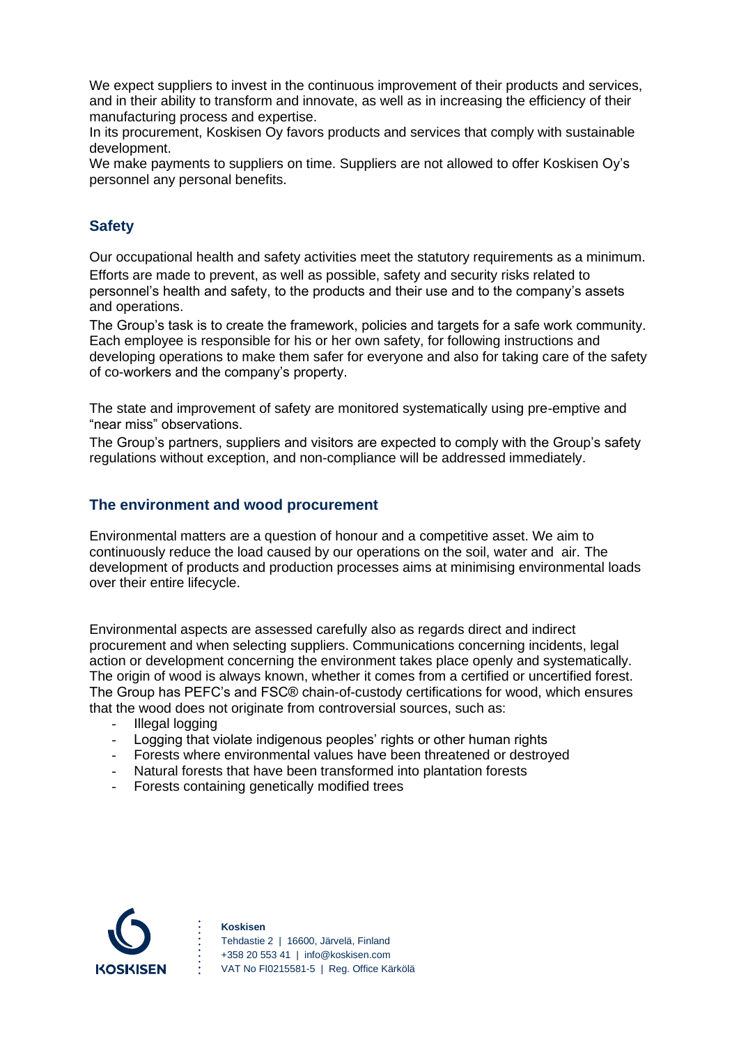We expect suppliers to invest in the continuous improvement of their products and services, and in their ability to transform and innovate, as well as in increasing the efficiency of their manufacturing process and expertise.
In its procurement, Koskisen Oy favors products and services that comply with sustainable development.
We make payments to suppliers on time. Suppliers are not allowed to offer Koskisen Oy's personnel any personal benefits.

## Safety

Our occupational health and safety activities meet the statutory requirements as a minimum.
Efforts are made to prevent, as well as possible, safety and security risks related to personnel's health and safety, to the products and their use and to the company's assets and operations.
The Group's task is to create the framework, policies and targets for a safe work community. Each employee is responsible for his or her own safety, for following instructions and developing operations to make them safer for everyone and also for taking care of the safety of co-workers and the company's property.

The state and improvement of safety are monitored systematically using pre-emptive and "near miss" observations.
The Group's partners, suppliers and visitors are expected to comply with the Group's safety regulations without exception, and non-compliance will be addressed immediately.

## The environment and wood procurement

Environmental matters are a question of honour and a competitive asset. We aim to continuously reduce the load caused by our operations on the soil, water and air. The development of products and production processes aims at minimising environmental loads over their entire lifecycle.

Environmental aspects are assessed carefully also as regards direct and indirect procurement and when selecting suppliers. Communications concerning incidents, legal action or development concerning the environment takes place openly and systematically. The origin of wood is always known, whether it comes from a certified or uncertified forest. The Group has PEFC's and FSC® chain-of-custody certifications for wood, which ensures that the wood does not originate from controversial sources, such as:

- Illegal logging
- Logging that violate indigenous peoples' rights or other human rights
- Forests where environmental values have been threatened or destroyed
- Natural forests that have been transformed into plantation forests
- Forests containing genetically modified trees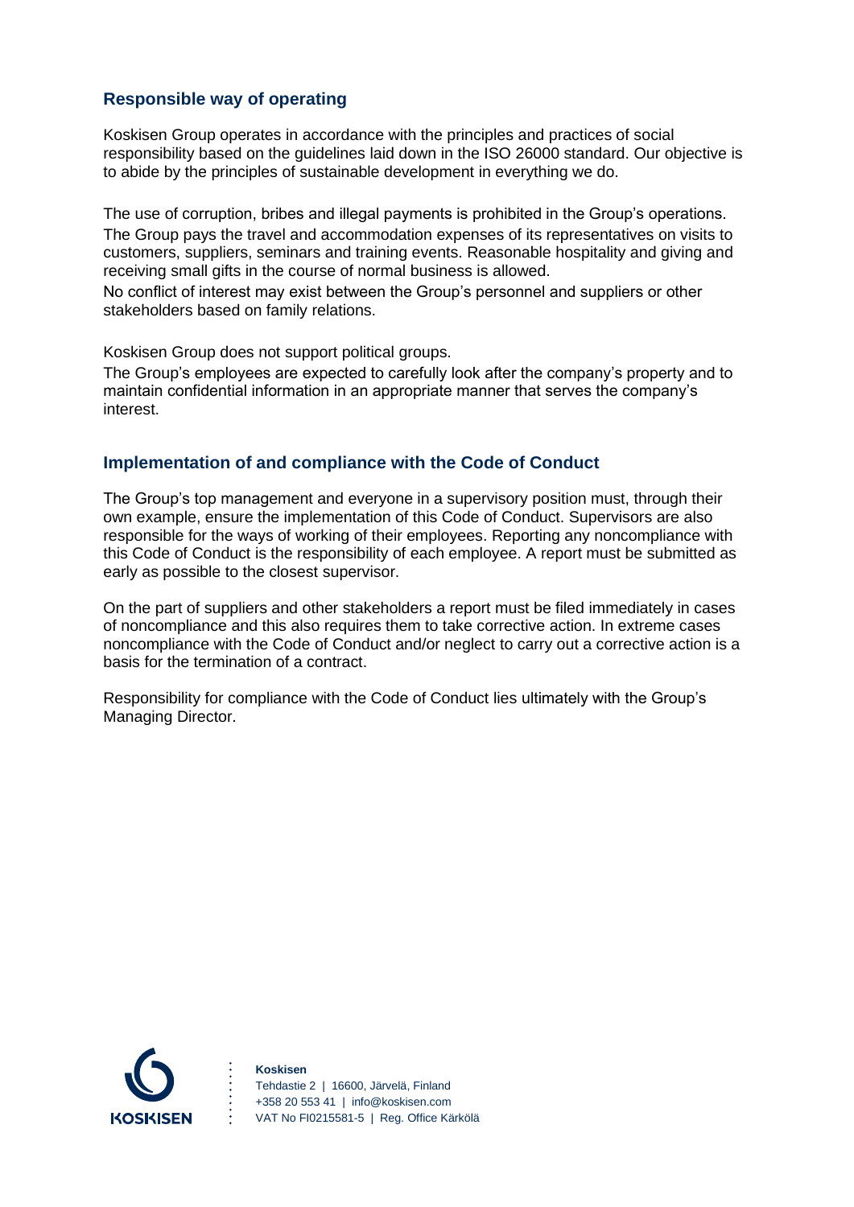## Responsible way of operating

Koskisen Group operates in accordance with the principles and practices of social responsibility based on the guidelines laid down in the ISO 26000 standard. Our objective is to abide by the principles of sustainable development in everything we do.

The use of corruption, bribes and illegal payments is prohibited in the Group's operations. The Group pays the travel and accommodation expenses of its representatives on visits to customers, suppliers, seminars and training events. Reasonable hospitality and giving and receiving small gifts in the course of normal business is allowed.
No conflict of interest may exist between the Group's personnel and suppliers or other stakeholders based on family relations.

Koskisen Group does not support political groups.
The Group's employees are expected to carefully look after the company's property and to maintain confidential information in an appropriate manner that serves the company's interest.

## Implementation of and compliance with the Code of Conduct

The Group's top management and everyone in a supervisory position must, through their own example, ensure the implementation of this Code of Conduct. Supervisors are also responsible for the ways of working of their employees. Reporting any noncompliance with this Code of Conduct is the responsibility of each employee. A report must be submitted as early as possible to the closest supervisor.

On the part of suppliers and other stakeholders a report must be filed immediately in cases of noncompliance and this also requires them to take corrective action. In extreme cases noncompliance with the Code of Conduct and/or neglect to carry out a corrective action is a basis for the termination of a contract.

Responsibility for compliance with the Code of Conduct lies ultimately with the Group's Managing Director.